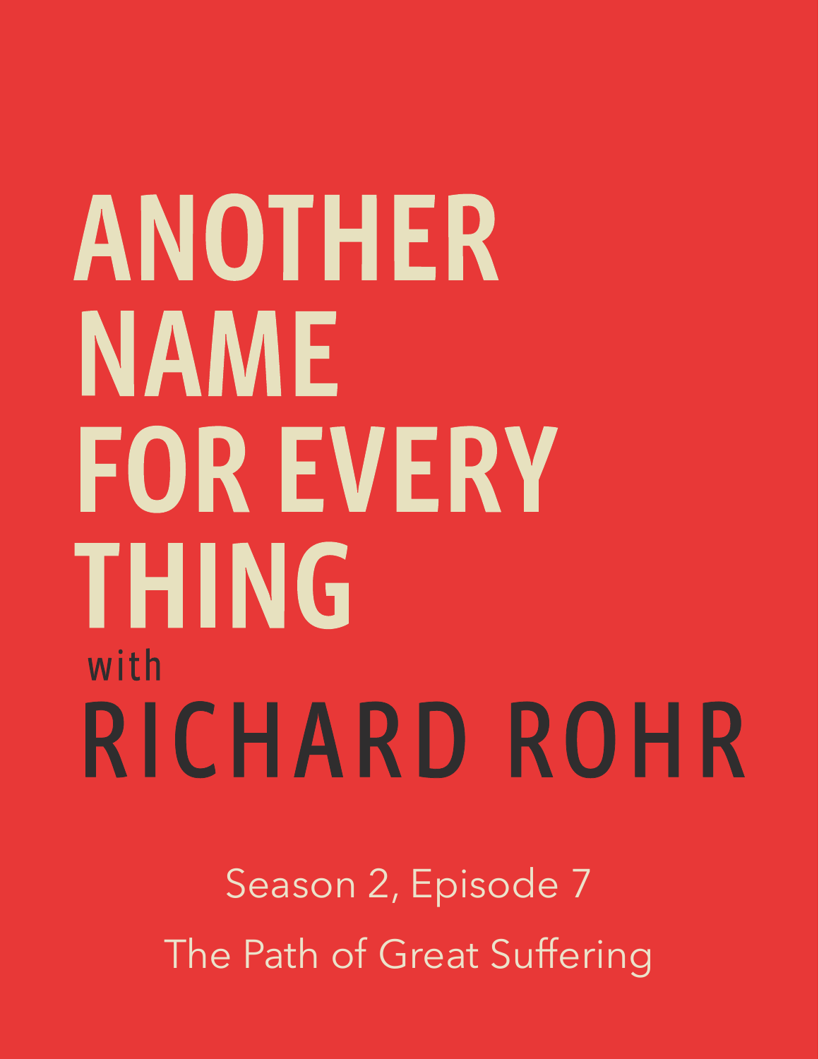# ANOTHER NAME FOR EVERY THING

with

# RICHARD ROHR

Season 2, Episode 7

The Path of Great Suffering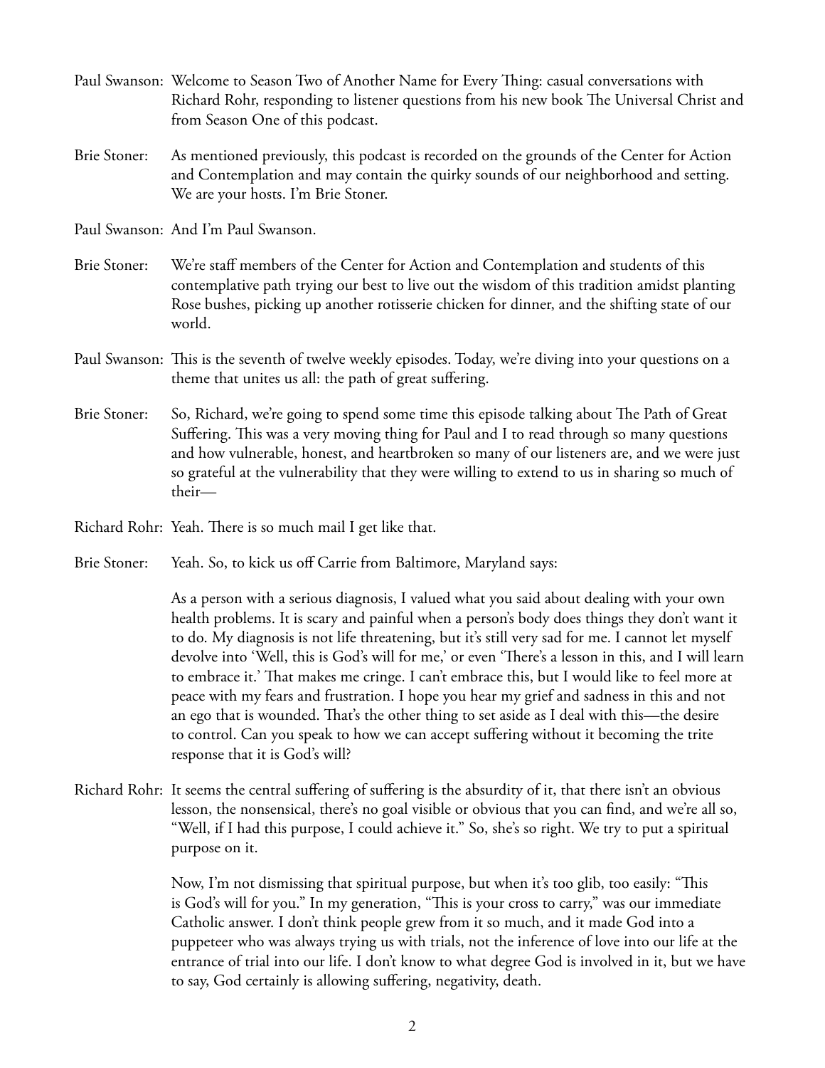Paul Swanson: Welcome to Season Two of Another Name for Every Thing: casual conversations with Richard Rohr, responding to listener questions from his new book The Universal Christ and from Season One of this podcast.

Brie Stoner: As mentioned previously, this podcast is recorded on the grounds of the Center for Action and Contemplation and may contain the quirky sounds of our neighborhood and setting. We are your hosts. I'm Brie Stoner.

Paul Swanson: And I'm Paul Swanson.

Brie Stoner: We're staff members of the Center for Action and Contemplation and students of this contemplative path trying our best to live out the wisdom of this tradition amidst planting Rose bushes, picking up another rotisserie chicken for dinner, and the shifting state of our world.

Paul Swanson: This is the seventh of twelve weekly episodes. Today, we're diving into your questions on a theme that unites us all: the path of great suffering.

Brie Stoner: So, Richard, we're going to spend some time this episode talking about The Path of Great Suffering. This was a very moving thing for Paul and I to read through so many questions and how vulnerable, honest, and heartbroken so many of our listeners are, and we were just so grateful at the vulnerability that they were willing to extend to us in sharing so much of their—

Richard Rohr: Yeah. There is so much mail I get like that.

Brie Stoner: Yeah. So, to kick us off Carrie from Baltimore, Maryland says:

As a person with a serious diagnosis, I valued what you said about dealing with your own health problems. It is scary and painful when a person's body does things they don't want it to do. My diagnosis is not life threatening, but it's still very sad for me. I cannot let myself devolve into 'Well, this is God's will for me,' or even 'There's a lesson in this, and I will learn to embrace it.' That makes me cringe. I can't embrace this, but I would like to feel more at peace with my fears and frustration. I hope you hear my grief and sadness in this and not an ego that is wounded. That's the other thing to set aside as I deal with this—the desire to control. Can you speak to how we can accept suffering without it becoming the trite response that it is God's will?

Richard Rohr: It seems the central suffering of suffering is the absurdity of it, that there isn't an obvious lesson, the nonsensical, there's no goal visible or obvious that you can find, and we're all so, "Well, if I had this purpose, I could achieve it." So, she's so right. We try to put a spiritual purpose on it.

Now, I'm not dismissing that spiritual purpose, but when it's too glib, too easily: "This is God's will for you." In my generation, "This is your cross to carry," was our immediate Catholic answer. I don't think people grew from it so much, and it made God into a puppeteer who was always trying us with trials, not the inference of love into our life at the entrance of trial into our life. I don't know to what degree God is involved in it, but we have to say, God certainly is allowing suffering, negativity, death.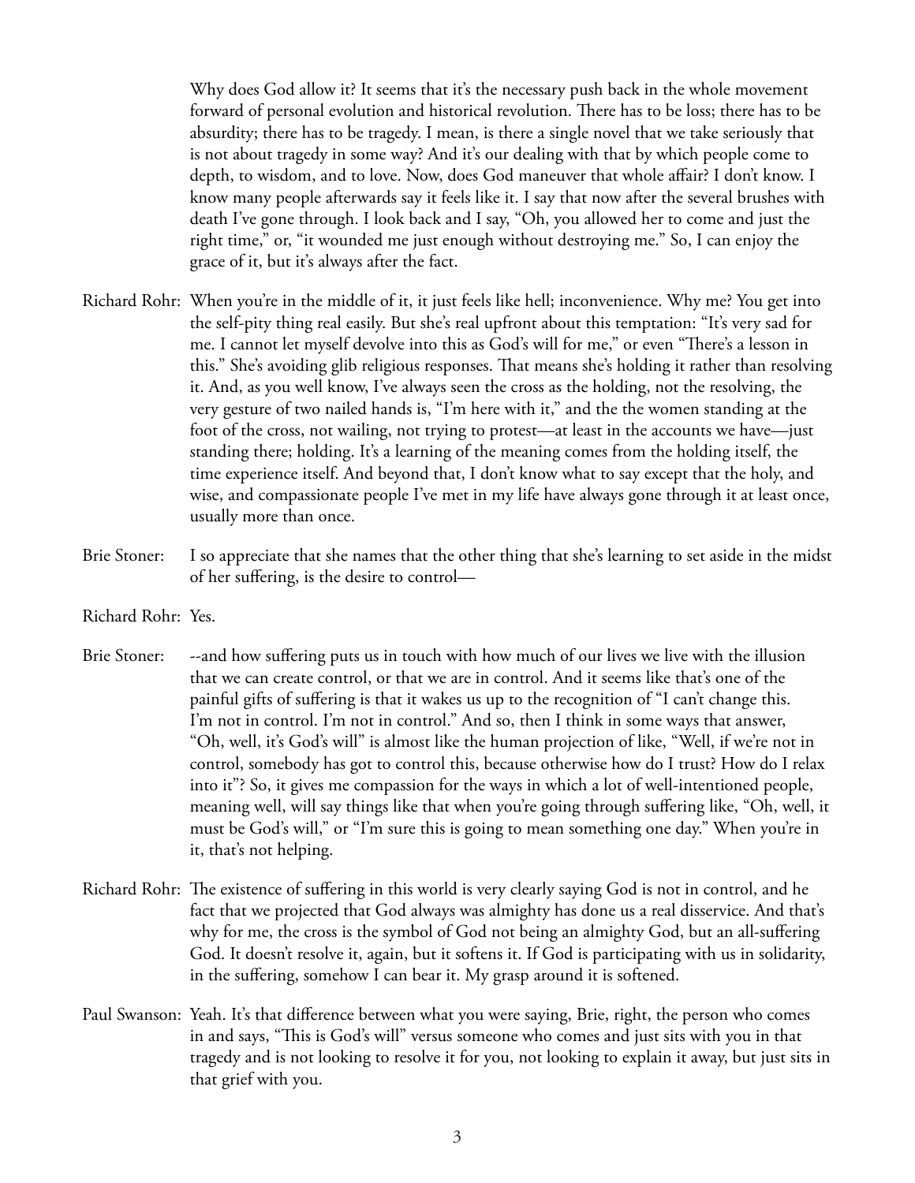Why does God allow it? It seems that it's the necessary push back in the whole movement forward of personal evolution and historical revolution. There has to be loss; there has to be absurdity; there has to be tragedy. I mean, is there a single novel that we take seriously that is not about tragedy in some way? And it's our dealing with that by which people come to depth, to wisdom, and to love. Now, does God maneuver that whole affair? I don't know. I know many people afterwards say it feels like it. I say that now after the several brushes with death I've gone through. I look back and I say, "Oh, you allowed her to come and just the right time," or, "it wounded me just enough without destroying me." So, I can enjoy the grace of it, but it's always after the fact.

Richard Rohr: When you're in the middle of it, it just feels like hell; inconvenience. Why me? You get into the self-pity thing real easily. But she's real upfront about this temptation: "It's very sad for me. I cannot let myself devolve into this as God's will for me," or even "There's a lesson in this." She's avoiding glib religious responses. That means she's holding it rather than resolving it. And, as you well know, I've always seen the cross as the holding, not the resolving, the very gesture of two nailed hands is, "I'm here with it," and the the women standing at the foot of the cross, not wailing, not trying to protest—at least in the accounts we have—just standing there; holding. It's a learning of the meaning comes from the holding itself, the time experience itself. And beyond that, I don't know what to say except that the holy, and wise, and compassionate people I've met in my life have always gone through it at least once, usually more than once.

Brie Stoner: I so appreciate that she names that the other thing that she's learning to set aside in the midst of her suffering, is the desire to control—

Richard Rohr: Yes.

Brie Stoner: --and how suffering puts us in touch with how much of our lives we live with the illusion that we can create control, or that we are in control. And it seems like that's one of the painful gifts of suffering is that it wakes us up to the recognition of "I can't change this. I'm not in control. I'm not in control." And so, then I think in some ways that answer, "Oh, well, it's God's will" is almost like the human projection of like, "Well, if we're not in control, somebody has got to control this, because otherwise how do I trust? How do I relax into it"? So, it gives me compassion for the ways in which a lot of well-intentioned people, meaning well, will say things like that when you're going through suffering like, "Oh, well, it must be God's will," or "I'm sure this is going to mean something one day." When you're in it, that's not helping.

Richard Rohr: The existence of suffering in this world is very clearly saying God is not in control, and he fact that we projected that God always was almighty has done us a real disservice. And that's why for me, the cross is the symbol of God not being an almighty God, but an all-suffering God. It doesn't resolve it, again, but it softens it. If God is participating with us in solidarity, in the suffering, somehow I can bear it. My grasp around it is softened.

Paul Swanson: Yeah. It's that difference between what you were saying, Brie, right, the person who comes in and says, "This is God's will" versus someone who comes and just sits with you in that tragedy and is not looking to resolve it for you, not looking to explain it away, but just sits in that grief with you.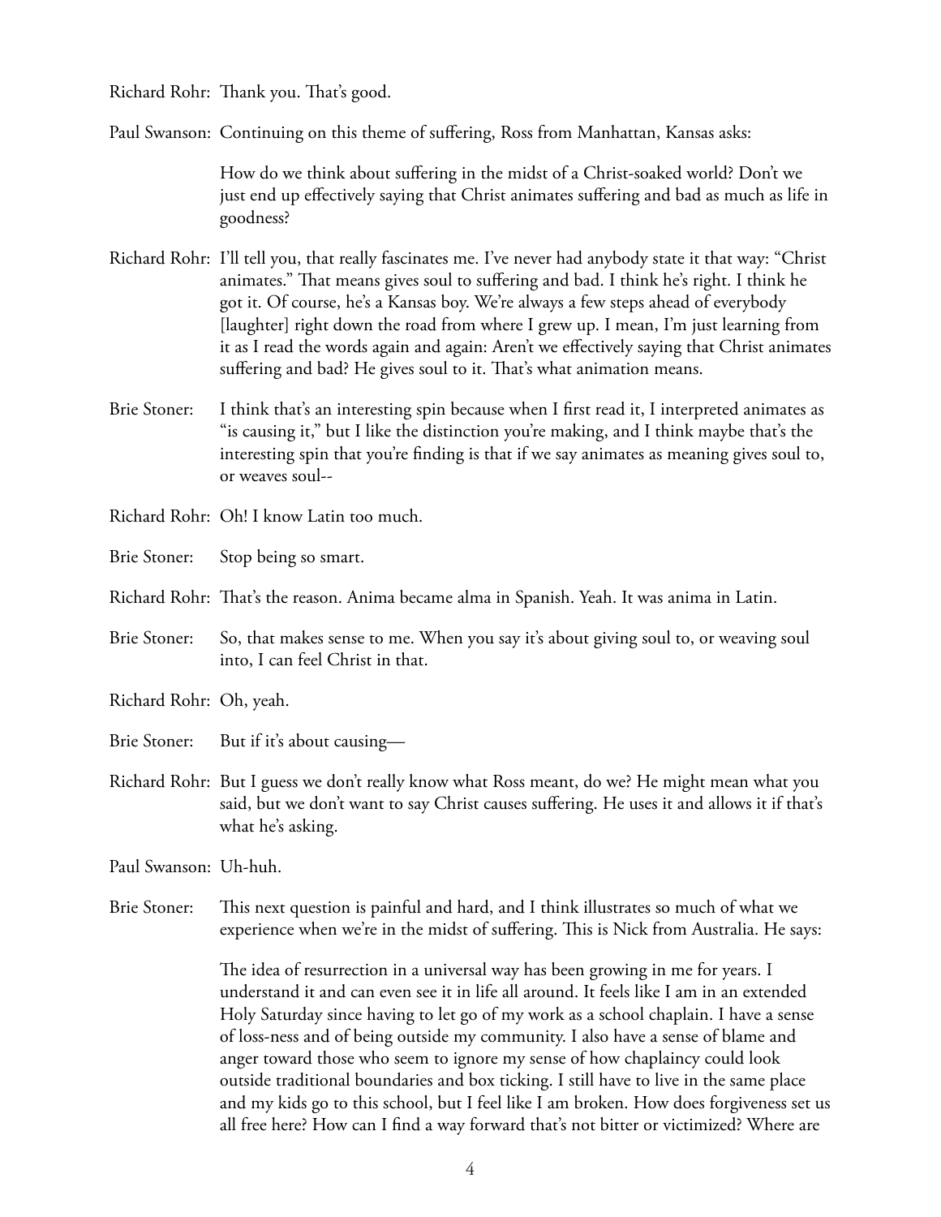Richard Rohr: Thank you. That's good.

Paul Swanson: Continuing on this theme of suffering, Ross from Manhattan, Kansas asks:

> How do we think about suffering in the midst of a Christ-soaked world? Don't we just end up effectively saying that Christ animates suffering and bad as much as life in goodness?

Richard Rohr: I'll tell you, that really fascinates me. I've never had anybody state it that way: "Christ animates." That means gives soul to suffering and bad. I think he's right. I think he got it. Of course, he's a Kansas boy. We're always a few steps ahead of everybody [laughter] right down the road from where I grew up. I mean, I'm just learning from it as I read the words again and again: Aren't we effectively saying that Christ animates suffering and bad? He gives soul to it. That's what animation means.

Brie Stoner: I think that's an interesting spin because when I first read it, I interpreted animates as "is causing it," but I like the distinction you're making, and I think maybe that's the interesting spin that you're finding is that if we say animates as meaning gives soul to, or weaves soul--

Richard Rohr: Oh! I know Latin too much.

Brie Stoner: Stop being so smart.

Richard Rohr: That's the reason. Anima became alma in Spanish. Yeah. It was anima in Latin.

Brie Stoner: So, that makes sense to me. When you say it's about giving soul to, or weaving soul into, I can feel Christ in that.

Richard Rohr: Oh, yeah.

Brie Stoner: But if it's about causing—

Richard Rohr: But I guess we don't really know what Ross meant, do we? He might mean what you said, but we don't want to say Christ causes suffering. He uses it and allows it if that's what he's asking.

Paul Swanson: Uh-huh.

Brie Stoner: This next question is painful and hard, and I think illustrates so much of what we experience when we're in the midst of suffering. This is Nick from Australia. He says:

> The idea of resurrection in a universal way has been growing in me for years. I understand it and can even see it in life all around. It feels like I am in an extended Holy Saturday since having to let go of my work as a school chaplain. I have a sense of loss-ness and of being outside my community. I also have a sense of blame and anger toward those who seem to ignore my sense of how chaplaincy could look outside traditional boundaries and box ticking. I still have to live in the same place and my kids go to this school, but I feel like I am broken. How does forgiveness set us all free here? How can I find a way forward that's not bitter or victimized? Where are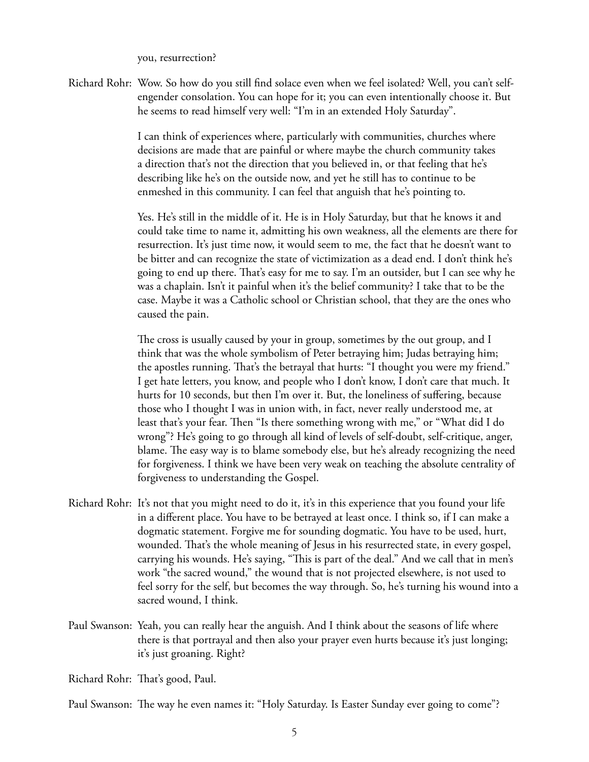you, resurrection?

Richard Rohr: Wow. So how do you still find solace even when we feel isolated? Well, you can't self-engender consolation. You can hope for it; you can even intentionally choose it. But he seems to read himself very well: "I'm in an extended Holy Saturday".

I can think of experiences where, particularly with communities, churches where decisions are made that are painful or where maybe the church community takes a direction that's not the direction that you believed in, or that feeling that he's describing like he's on the outside now, and yet he still has to continue to be enmeshed in this community. I can feel that anguish that he's pointing to.

Yes. He's still in the middle of it. He is in Holy Saturday, but that he knows it and could take time to name it, admitting his own weakness, all the elements are there for resurrection. It's just time now, it would seem to me, the fact that he doesn't want to be bitter and can recognize the state of victimization as a dead end. I don't think he's going to end up there. That's easy for me to say. I'm an outsider, but I can see why he was a chaplain. Isn't it painful when it's the belief community? I take that to be the case. Maybe it was a Catholic school or Christian school, that they are the ones who caused the pain.

The cross is usually caused by your in group, sometimes by the out group, and I think that was the whole symbolism of Peter betraying him; Judas betraying him; the apostles running. That's the betrayal that hurts: "I thought you were my friend." I get hate letters, you know, and people who I don't know, I don't care that much. It hurts for 10 seconds, but then I'm over it. But, the loneliness of suffering, because those who I thought I was in union with, in fact, never really understood me, at least that's your fear. Then "Is there something wrong with me," or "What did I do wrong"? He's going to go through all kind of levels of self-doubt, self-critique, anger, blame. The easy way is to blame somebody else, but he's already recognizing the need for forgiveness. I think we have been very weak on teaching the absolute centrality of forgiveness to understanding the Gospel.

Richard Rohr: It's not that you might need to do it, it's in this experience that you found your life in a different place. You have to be betrayed at least once. I think so, if I can make a dogmatic statement. Forgive me for sounding dogmatic. You have to be used, hurt, wounded. That's the whole meaning of Jesus in his resurrected state, in every gospel, carrying his wounds. He's saying, "This is part of the deal." And we call that in men's work "the sacred wound," the wound that is not projected elsewhere, is not used to feel sorry for the self, but becomes the way through. So, he's turning his wound into a sacred wound, I think.

Paul Swanson: Yeah, you can really hear the anguish. And I think about the seasons of life where there is that portrayal and then also your prayer even hurts because it's just longing; it's just groaning. Right?

Richard Rohr: That's good, Paul.

Paul Swanson: The way he even names it: "Holy Saturday. Is Easter Sunday ever going to come"?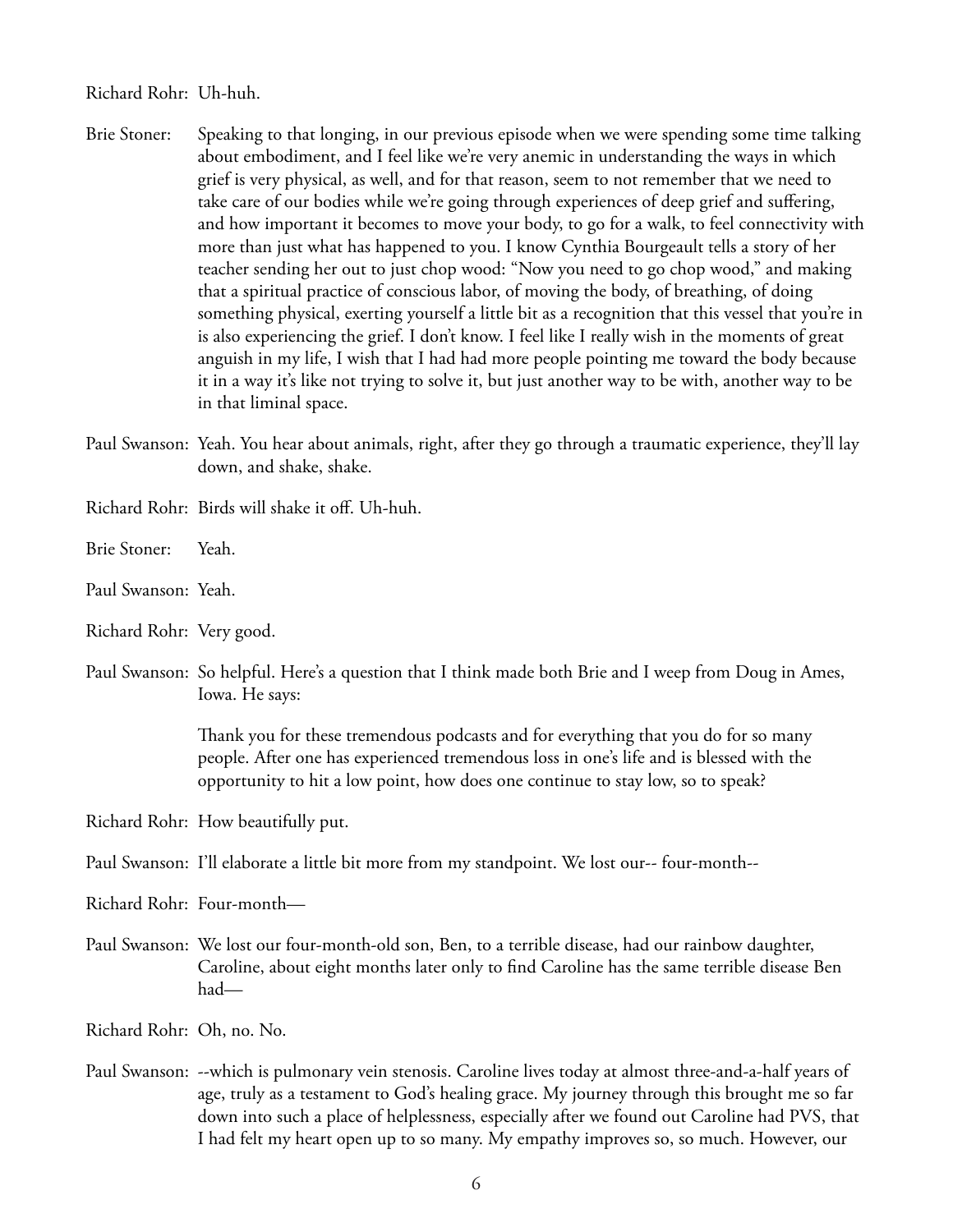Richard Rohr: Uh-huh.

Brie Stoner: Speaking to that longing, in our previous episode when we were spending some time talking about embodiment, and I feel like we're very anemic in understanding the ways in which grief is very physical, as well, and for that reason, seem to not remember that we need to take care of our bodies while we're going through experiences of deep grief and suffering, and how important it becomes to move your body, to go for a walk, to feel connectivity with more than just what has happened to you. I know Cynthia Bourgeault tells a story of her teacher sending her out to just chop wood: "Now you need to go chop wood," and making that a spiritual practice of conscious labor, of moving the body, of breathing, of doing something physical, exerting yourself a little bit as a recognition that this vessel that you're in is also experiencing the grief. I don't know. I feel like I really wish in the moments of great anguish in my life, I wish that I had had more people pointing me toward the body because it in a way it's like not trying to solve it, but just another way to be with, another way to be in that liminal space.

Paul Swanson: Yeah. You hear about animals, right, after they go through a traumatic experience, they'll lay down, and shake, shake.

Richard Rohr: Birds will shake it off. Uh-huh.

Brie Stoner: Yeah.

Paul Swanson: Yeah.

Richard Rohr: Very good.

Paul Swanson: So helpful. Here's a question that I think made both Brie and I weep from Doug in Ames, Iowa. He says:

> Thank you for these tremendous podcasts and for everything that you do for so many people. After one has experienced tremendous loss in one's life and is blessed with the opportunity to hit a low point, how does one continue to stay low, so to speak?

Richard Rohr: How beautifully put.

Paul Swanson: I'll elaborate a little bit more from my standpoint. We lost our-- four-month--

Richard Rohr: Four-month—

Paul Swanson: We lost our four-month-old son, Ben, to a terrible disease, had our rainbow daughter, Caroline, about eight months later only to find Caroline has the same terrible disease Ben had—

Richard Rohr: Oh, no. No.

Paul Swanson: --which is pulmonary vein stenosis. Caroline lives today at almost three-and-a-half years of age, truly as a testament to God's healing grace. My journey through this brought me so far down into such a place of helplessness, especially after we found out Caroline had PVS, that I had felt my heart open up to so many. My empathy improves so, so much. However, our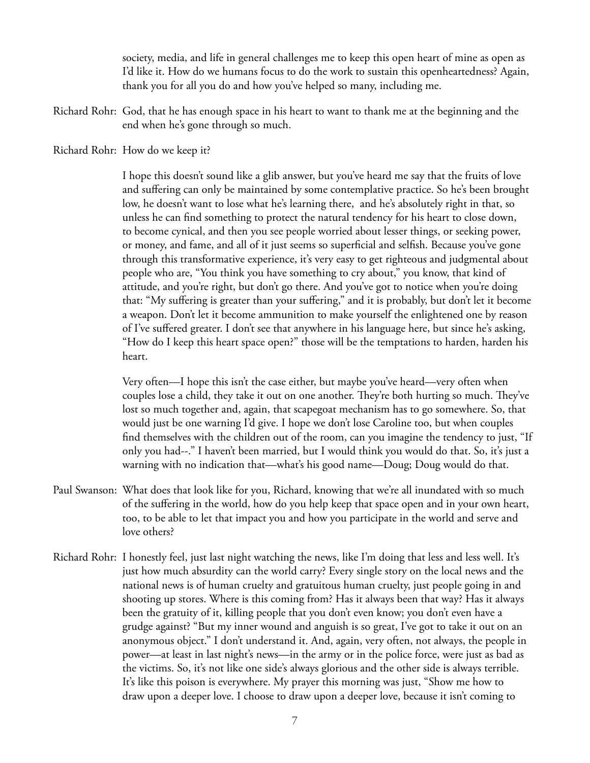society, media, and life in general challenges me to keep this open heart of mine as open as I'd like it. How do we humans focus to do the work to sustain this openheartedness? Again, thank you for all you do and how you've helped so many, including me.

Richard Rohr: God, that he has enough space in his heart to want to thank me at the beginning and the end when he's gone through so much.

Richard Rohr: How do we keep it?

I hope this doesn't sound like a glib answer, but you've heard me say that the fruits of love and suffering can only be maintained by some contemplative practice. So he's been brought low, he doesn't want to lose what he's learning there, and he's absolutely right in that, so unless he can find something to protect the natural tendency for his heart to close down, to become cynical, and then you see people worried about lesser things, or seeking power, or money, and fame, and all of it just seems so superficial and selfish. Because you've gone through this transformative experience, it's very easy to get righteous and judgmental about people who are, "You think you have something to cry about," you know, that kind of attitude, and you're right, but don't go there. And you've got to notice when you're doing that: "My suffering is greater than your suffering," and it is probably, but don't let it become a weapon. Don't let it become ammunition to make yourself the enlightened one by reason of I've suffered greater. I don't see that anywhere in his language here, but since he's asking, "How do I keep this heart space open?" those will be the temptations to harden, harden his heart.

Very often—I hope this isn't the case either, but maybe you've heard—very often when couples lose a child, they take it out on one another. They're both hurting so much. They've lost so much together and, again, that scapegoat mechanism has to go somewhere. So, that would just be one warning I'd give. I hope we don't lose Caroline too, but when couples find themselves with the children out of the room, can you imagine the tendency to just, "If only you had--." I haven't been married, but I would think you would do that. So, it's just a warning with no indication that—what's his good name—Doug; Doug would do that.

Paul Swanson: What does that look like for you, Richard, knowing that we're all inundated with so much of the suffering in the world, how do you help keep that space open and in your own heart, too, to be able to let that impact you and how you participate in the world and serve and love others?

Richard Rohr: I honestly feel, just last night watching the news, like I'm doing that less and less well. It's just how much absurdity can the world carry? Every single story on the local news and the national news is of human cruelty and gratuitous human cruelty, just people going in and shooting up stores. Where is this coming from? Has it always been that way? Has it always been the gratuity of it, killing people that you don't even know; you don't even have a grudge against? "But my inner wound and anguish is so great, I've got to take it out on an anonymous object." I don't understand it. And, again, very often, not always, the people in power—at least in last night's news—in the army or in the police force, were just as bad as the victims. So, it's not like one side's always glorious and the other side is always terrible. It's like this poison is everywhere. My prayer this morning was just, "Show me how to draw upon a deeper love. I choose to draw upon a deeper love, because it isn't coming to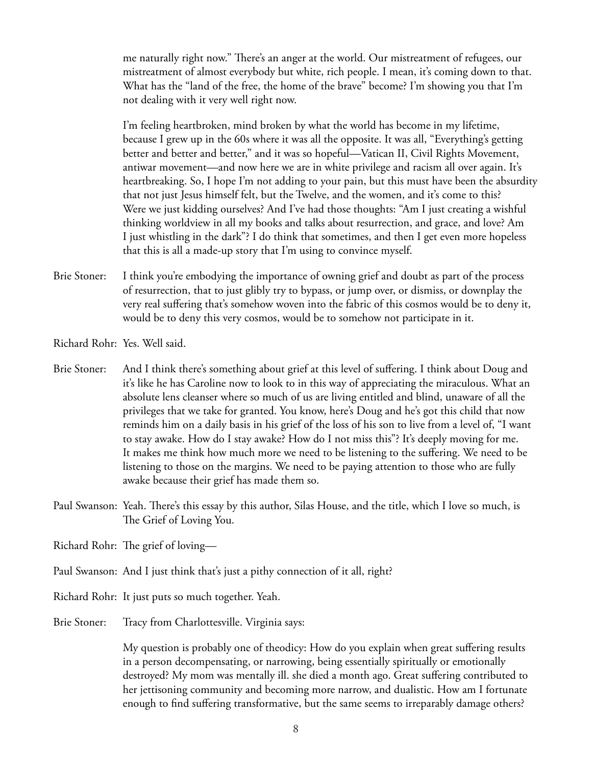me naturally right now." There's an anger at the world. Our mistreatment of refugees, our mistreatment of almost everybody but white, rich people. I mean, it's coming down to that. What has the "land of the free, the home of the brave" become? I'm showing you that I'm not dealing with it very well right now.

I'm feeling heartbroken, mind broken by what the world has become in my lifetime, because I grew up in the 60s where it was all the opposite. It was all, "Everything's getting better and better and better," and it was so hopeful—Vatican II, Civil Rights Movement, antiwar movement—and now here we are in white privilege and racism all over again. It's heartbreaking. So, I hope I'm not adding to your pain, but this must have been the absurdity that not just Jesus himself felt, but the Twelve, and the women, and it's come to this? Were we just kidding ourselves? And I've had those thoughts: "Am I just creating a wishful thinking worldview in all my books and talks about resurrection, and grace, and love? Am I just whistling in the dark"? I do think that sometimes, and then I get even more hopeless that this is all a made-up story that I'm using to convince myself.

Brie Stoner: I think you're embodying the importance of owning grief and doubt as part of the process of resurrection, that to just glibly try to bypass, or jump over, or dismiss, or downplay the very real suffering that's somehow woven into the fabric of this cosmos would be to deny it, would be to deny this very cosmos, would be to somehow not participate in it.

Richard Rohr: Yes. Well said.

Brie Stoner: And I think there's something about grief at this level of suffering. I think about Doug and it's like he has Caroline now to look to in this way of appreciating the miraculous. What an absolute lens cleanser where so much of us are living entitled and blind, unaware of all the privileges that we take for granted. You know, here's Doug and he's got this child that now reminds him on a daily basis in his grief of the loss of his son to live from a level of, "I want to stay awake. How do I stay awake? How do I not miss this"? It's deeply moving for me. It makes me think how much more we need to be listening to the suffering. We need to be listening to those on the margins. We need to be paying attention to those who are fully awake because their grief has made them so.

Paul Swanson: Yeah. There's this essay by this author, Silas House, and the title, which I love so much, is The Grief of Loving You.

Richard Rohr: The grief of loving—

Paul Swanson: And I just think that's just a pithy connection of it all, right?

Richard Rohr: It just puts so much together. Yeah.

Brie Stoner: Tracy from Charlottesville. Virginia says:

My question is probably one of theodicy: How do you explain when great suffering results in a person decompensating, or narrowing, being essentially spiritually or emotionally destroyed? My mom was mentally ill. she died a month ago. Great suffering contributed to her jettisoning community and becoming more narrow, and dualistic. How am I fortunate enough to find suffering transformative, but the same seems to irreparably damage others?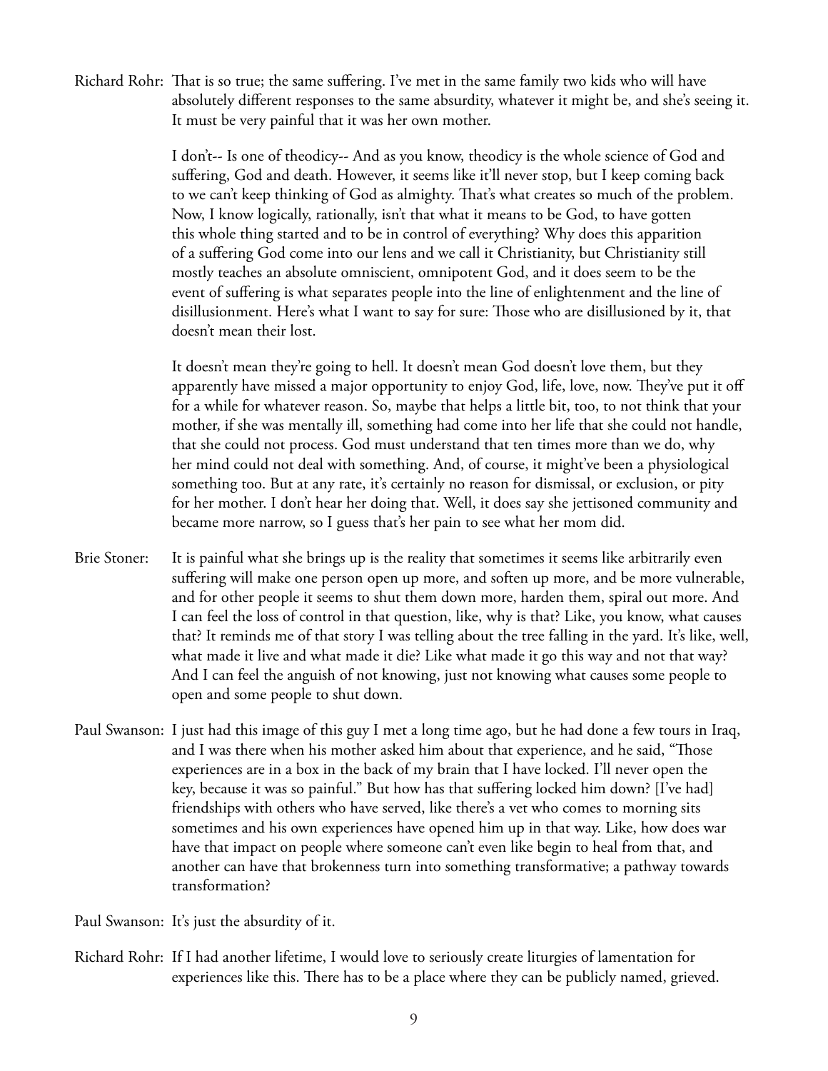Richard Rohr: That is so true; the same suffering. I've met in the same family two kids who will have absolutely different responses to the same absurdity, whatever it might be, and she's seeing it. It must be very painful that it was her own mother.

I don't-- Is one of theodicy-- And as you know, theodicy is the whole science of God and suffering, God and death. However, it seems like it'll never stop, but I keep coming back to we can't keep thinking of God as almighty. That's what creates so much of the problem. Now, I know logically, rationally, isn't that what it means to be God, to have gotten this whole thing started and to be in control of everything? Why does this apparition of a suffering God come into our lens and we call it Christianity, but Christianity still mostly teaches an absolute omniscient, omnipotent God, and it does seem to be the event of suffering is what separates people into the line of enlightenment and the line of disillusionment. Here's what I want to say for sure: Those who are disillusioned by it, that doesn't mean their lost.

It doesn't mean they're going to hell. It doesn't mean God doesn't love them, but they apparently have missed a major opportunity to enjoy God, life, love, now. They've put it off for a while for whatever reason. So, maybe that helps a little bit, too, to not think that your mother, if she was mentally ill, something had come into her life that she could not handle, that she could not process. God must understand that ten times more than we do, why her mind could not deal with something. And, of course, it might've been a physiological something too. But at any rate, it's certainly no reason for dismissal, or exclusion, or pity for her mother. I don't hear her doing that. Well, it does say she jettisoned community and became more narrow, so I guess that's her pain to see what her mom did.

Brie Stoner: It is painful what she brings up is the reality that sometimes it seems like arbitrarily even suffering will make one person open up more, and soften up more, and be more vulnerable, and for other people it seems to shut them down more, harden them, spiral out more. And I can feel the loss of control in that question, like, why is that? Like, you know, what causes that? It reminds me of that story I was telling about the tree falling in the yard. It's like, well, what made it live and what made it die? Like what made it go this way and not that way? And I can feel the anguish of not knowing, just not knowing what causes some people to open and some people to shut down.

Paul Swanson: I just had this image of this guy I met a long time ago, but he had done a few tours in Iraq, and I was there when his mother asked him about that experience, and he said, "Those experiences are in a box in the back of my brain that I have locked. I'll never open the key, because it was so painful." But how has that suffering locked him down? [I've had] friendships with others who have served, like there's a vet who comes to morning sits sometimes and his own experiences have opened him up in that way. Like, how does war have that impact on people where someone can't even like begin to heal from that, and another can have that brokenness turn into something transformative; a pathway towards transformation?

Paul Swanson: It's just the absurdity of it.

Richard Rohr: If I had another lifetime, I would love to seriously create liturgies of lamentation for experiences like this. There has to be a place where they can be publicly named, grieved.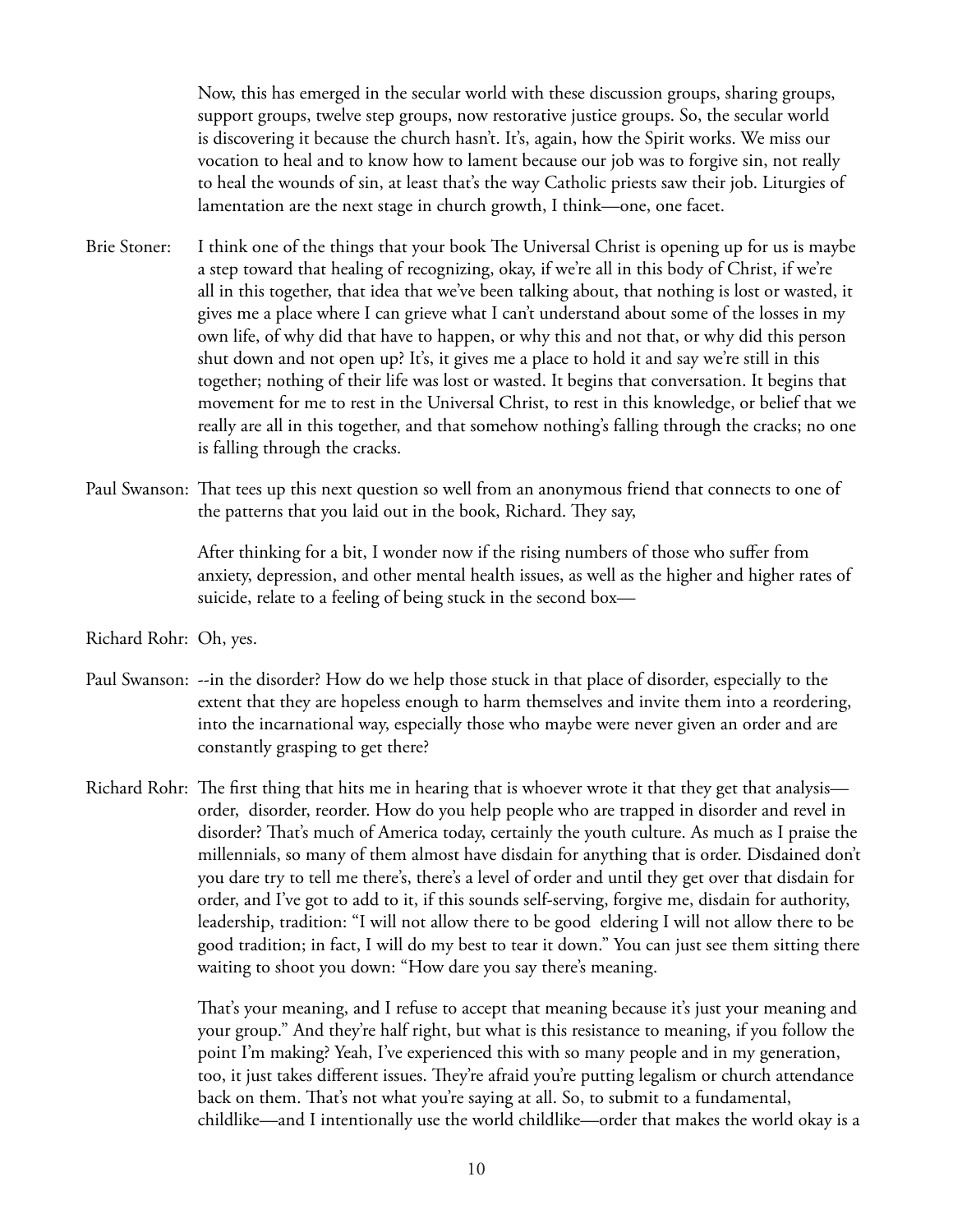Now, this has emerged in the secular world with these discussion groups, sharing groups, support groups, twelve step groups, now restorative justice groups. So, the secular world is discovering it because the church hasn't. It's, again, how the Spirit works. We miss our vocation to heal and to know how to lament because our job was to forgive sin, not really to heal the wounds of sin, at least that's the way Catholic priests saw their job. Liturgies of lamentation are the next stage in church growth, I think—one, one facet.

Brie Stoner: I think one of the things that your book The Universal Christ is opening up for us is maybe a step toward that healing of recognizing, okay, if we're all in this body of Christ, if we're all in this together, that idea that we've been talking about, that nothing is lost or wasted, it gives me a place where I can grieve what I can't understand about some of the losses in my own life, of why did that have to happen, or why this and not that, or why did this person shut down and not open up? It's, it gives me a place to hold it and say we're still in this together; nothing of their life was lost or wasted. It begins that conversation. It begins that movement for me to rest in the Universal Christ, to rest in this knowledge, or belief that we really are all in this together, and that somehow nothing's falling through the cracks; no one is falling through the cracks.

Paul Swanson: That tees up this next question so well from an anonymous friend that connects to one of the patterns that you laid out in the book, Richard. They say,

> After thinking for a bit, I wonder now if the rising numbers of those who suffer from anxiety, depression, and other mental health issues, as well as the higher and higher rates of suicide, relate to a feeling of being stuck in the second box—

Richard Rohr: Oh, yes.

Paul Swanson: --in the disorder? How do we help those stuck in that place of disorder, especially to the extent that they are hopeless enough to harm themselves and invite them into a reordering, into the incarnational way, especially those who maybe were never given an order and are constantly grasping to get there?

Richard Rohr: The first thing that hits me in hearing that is whoever wrote it that they get that analysis—order, disorder, reorder. How do you help people who are trapped in disorder and revel in disorder? That's much of America today, certainly the youth culture. As much as I praise the millennials, so many of them almost have disdain for anything that is order. Disdained don't you dare try to tell me there's, there's a level of order and until they get over that disdain for order, and I've got to add to it, if this sounds self-serving, forgive me, disdain for authority, leadership, tradition: "I will not allow there to be good eldering I will not allow there to be good tradition; in fact, I will do my best to tear it down." You can just see them sitting there waiting to shoot you down: "How dare you say there's meaning.

That's your meaning, and I refuse to accept that meaning because it's just your meaning and your group." And they're half right, but what is this resistance to meaning, if you follow the point I'm making? Yeah, I've experienced this with so many people and in my generation, too, it just takes different issues. They're afraid you're putting legalism or church attendance back on them. That's not what you're saying at all. So, to submit to a fundamental, childlike—and I intentionally use the world childlike—order that makes the world okay is a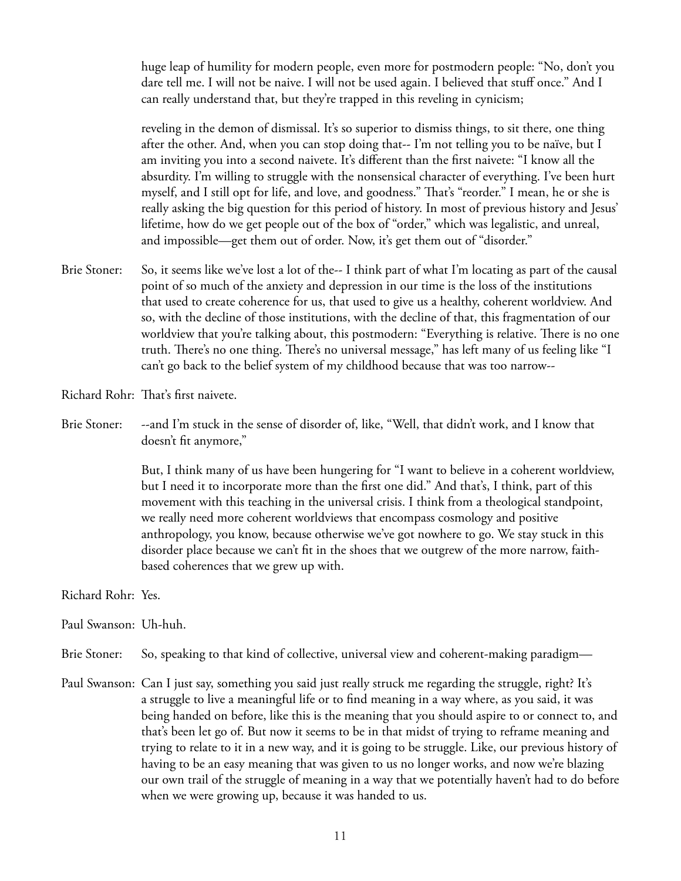huge leap of humility for modern people, even more for postmodern people: "No, don't you dare tell me. I will not be naive. I will not be used again. I believed that stuff once." And I can really understand that, but they're trapped in this reveling in cynicism;

reveling in the demon of dismissal. It's so superior to dismiss things, to sit there, one thing after the other. And, when you can stop doing that-- I'm not telling you to be naïve, but I am inviting you into a second naivete. It's different than the first naivete: "I know all the absurdity. I'm willing to struggle with the nonsensical character of everything. I've been hurt myself, and I still opt for life, and love, and goodness." That's "reorder." I mean, he or she is really asking the big question for this period of history. In most of previous history and Jesus' lifetime, how do we get people out of the box of "order," which was legalistic, and unreal, and impossible—get them out of order. Now, it's get them out of "disorder."

Brie Stoner: So, it seems like we've lost a lot of the-- I think part of what I'm locating as part of the causal point of so much of the anxiety and depression in our time is the loss of the institutions that used to create coherence for us, that used to give us a healthy, coherent worldview. And so, with the decline of those institutions, with the decline of that, this fragmentation of our worldview that you're talking about, this postmodern: "Everything is relative. There is no one truth. There's no one thing. There's no universal message," has left many of us feeling like "I can't go back to the belief system of my childhood because that was too narrow--

Richard Rohr: That's first naivete.

Brie Stoner: --and I'm stuck in the sense of disorder of, like, "Well, that didn't work, and I know that doesn't fit anymore,"

But, I think many of us have been hungering for "I want to believe in a coherent worldview, but I need it to incorporate more than the first one did." And that's, I think, part of this movement with this teaching in the universal crisis. I think from a theological standpoint, we really need more coherent worldviews that encompass cosmology and positive anthropology, you know, because otherwise we've got nowhere to go. We stay stuck in this disorder place because we can't fit in the shoes that we outgrew of the more narrow, faith-based coherences that we grew up with.

Richard Rohr: Yes.

Paul Swanson: Uh-huh.

Brie Stoner: So, speaking to that kind of collective, universal view and coherent-making paradigm—

Paul Swanson: Can I just say, something you said just really struck me regarding the struggle, right? It's a struggle to live a meaningful life or to find meaning in a way where, as you said, it was being handed on before, like this is the meaning that you should aspire to or connect to, and that's been let go of. But now it seems to be in that midst of trying to reframe meaning and trying to relate to it in a new way, and it is going to be struggle. Like, our previous history of having to be an easy meaning that was given to us no longer works, and now we're blazing our own trail of the struggle of meaning in a way that we potentially haven't had to do before when we were growing up, because it was handed to us.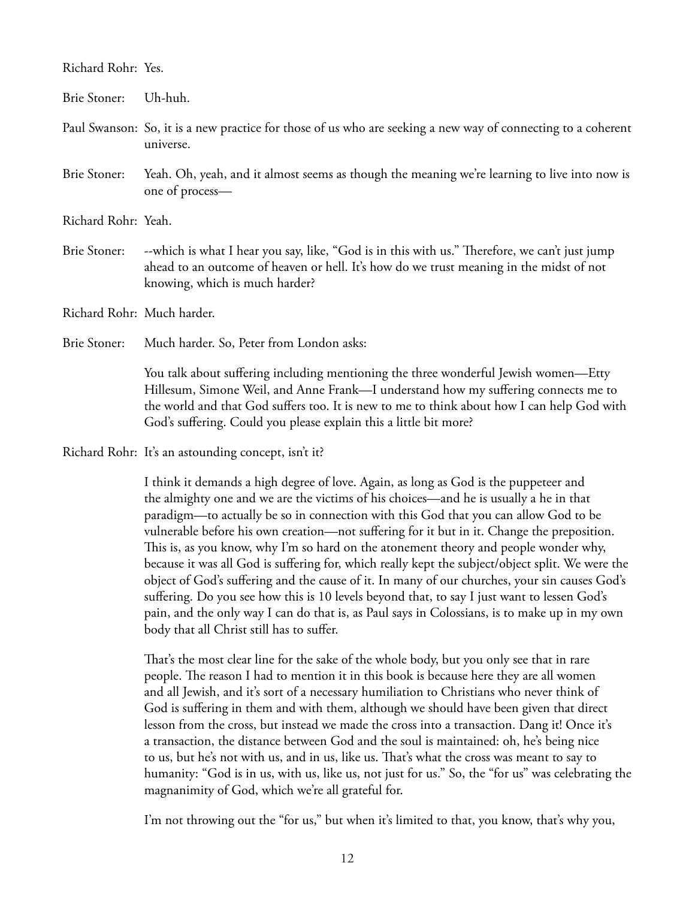Richard Rohr: Yes.

Brie Stoner: Uh-huh.

Paul Swanson: So, it is a new practice for those of us who are seeking a new way of connecting to a coherent universe.

Brie Stoner: Yeah. Oh, yeah, and it almost seems as though the meaning we're learning to live into now is one of process—

Richard Rohr: Yeah.

Brie Stoner: --which is what I hear you say, like, "God is in this with us." Therefore, we can't just jump ahead to an outcome of heaven or hell. It's how do we trust meaning in the midst of not knowing, which is much harder?

Richard Rohr: Much harder.

Brie Stoner: Much harder. So, Peter from London asks:

> You talk about suffering including mentioning the three wonderful Jewish women—Etty Hillesum, Simone Weil, and Anne Frank—I understand how my suffering connects me to the world and that God suffers too. It is new to me to think about how I can help God with God's suffering. Could you please explain this a little bit more?

Richard Rohr: It's an astounding concept, isn't it?

I think it demands a high degree of love. Again, as long as God is the puppeteer and the almighty one and we are the victims of his choices—and he is usually a he in that paradigm—to actually be so in connection with this God that you can allow God to be vulnerable before his own creation—not suffering for it but in it. Change the preposition. This is, as you know, why I'm so hard on the atonement theory and people wonder why, because it was all God is suffering for, which really kept the subject/object split. We were the object of God's suffering and the cause of it. In many of our churches, your sin causes God's suffering. Do you see how this is 10 levels beyond that, to say I just want to lessen God's pain, and the only way I can do that is, as Paul says in Colossians, is to make up in my own body that all Christ still has to suffer.

That's the most clear line for the sake of the whole body, but you only see that in rare people. The reason I had to mention it in this book is because here they are all women and all Jewish, and it's sort of a necessary humiliation to Christians who never think of God is suffering in them and with them, although we should have been given that direct lesson from the cross, but instead we made the cross into a transaction. Dang it! Once it's a transaction, the distance between God and the soul is maintained: oh, he's being nice to us, but he's not with us, and in us, like us. That's what the cross was meant to say to humanity: "God is in us, with us, like us, not just for us." So, the "for us" was celebrating the magnanimity of God, which we're all grateful for.

I'm not throwing out the "for us," but when it's limited to that, you know, that's why you,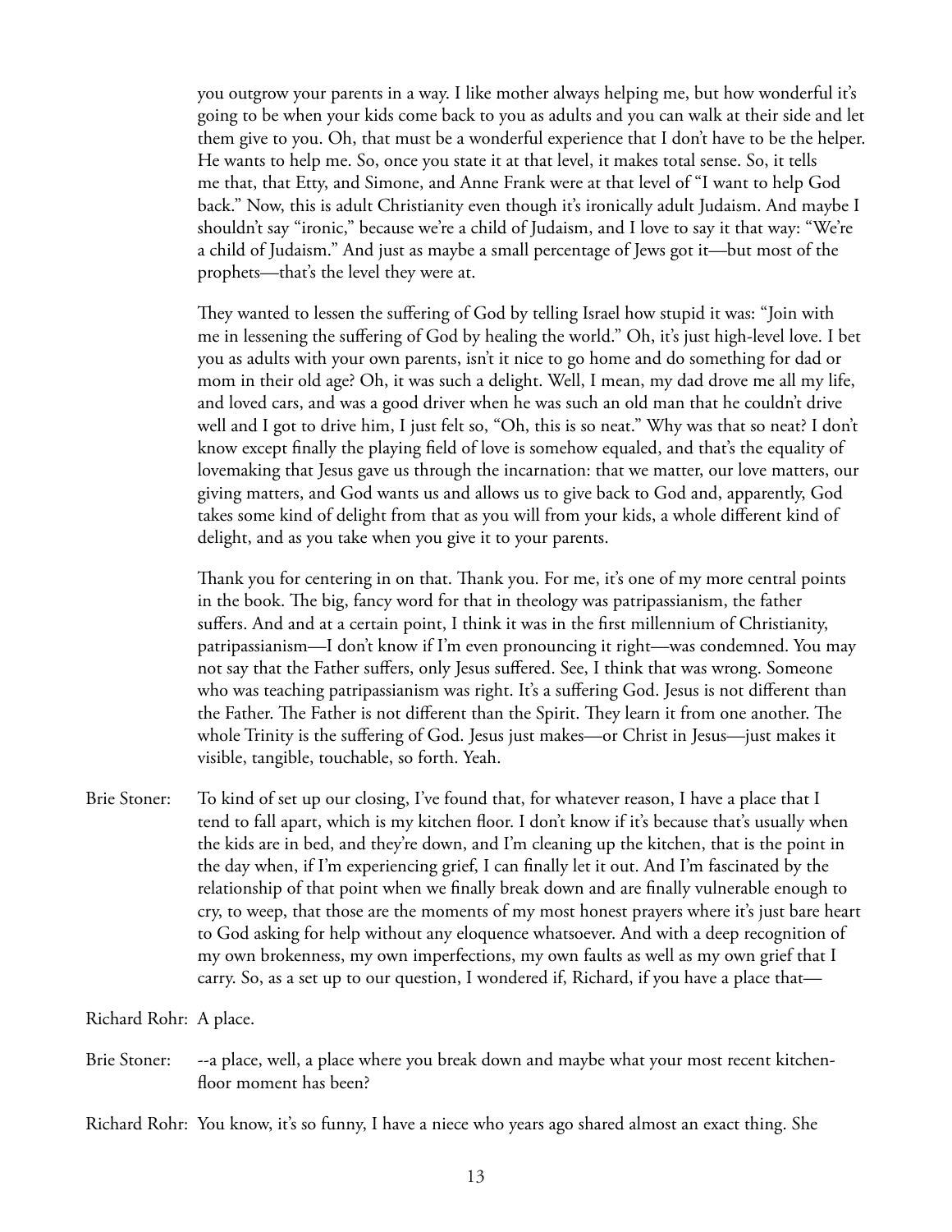you outgrow your parents in a way. I like mother always helping me, but how wonderful it's going to be when your kids come back to you as adults and you can walk at their side and let them give to you. Oh, that must be a wonderful experience that I don't have to be the helper. He wants to help me. So, once you state it at that level, it makes total sense. So, it tells me that, that Etty, and Simone, and Anne Frank were at that level of "I want to help God back." Now, this is adult Christianity even though it's ironically adult Judaism. And maybe I shouldn't say "ironic," because we're a child of Judaism, and I love to say it that way: "We're a child of Judaism." And just as maybe a small percentage of Jews got it—but most of the prophets—that's the level they were at.

They wanted to lessen the suffering of God by telling Israel how stupid it was: "Join with me in lessening the suffering of God by healing the world." Oh, it's just high-level love. I bet you as adults with your own parents, isn't it nice to go home and do something for dad or mom in their old age? Oh, it was such a delight. Well, I mean, my dad drove me all my life, and loved cars, and was a good driver when he was such an old man that he couldn't drive well and I got to drive him, I just felt so, "Oh, this is so neat." Why was that so neat? I don't know except finally the playing field of love is somehow equaled, and that's the equality of lovemaking that Jesus gave us through the incarnation: that we matter, our love matters, our giving matters, and God wants us and allows us to give back to God and, apparently, God takes some kind of delight from that as you will from your kids, a whole different kind of delight, and as you take when you give it to your parents.

Thank you for centering in on that. Thank you. For me, it's one of my more central points in the book. The big, fancy word for that in theology was patripassianism, the father suffers. And and at a certain point, I think it was in the first millennium of Christianity, patripassianism—I don't know if I'm even pronouncing it right—was condemned. You may not say that the Father suffers, only Jesus suffered. See, I think that was wrong. Someone who was teaching patripassianism was right. It's a suffering God. Jesus is not different than the Father. The Father is not different than the Spirit. They learn it from one another. The whole Trinity is the suffering of God. Jesus just makes—or Christ in Jesus—just makes it visible, tangible, touchable, so forth. Yeah.

Brie Stoner: To kind of set up our closing, I've found that, for whatever reason, I have a place that I tend to fall apart, which is my kitchen floor. I don't know if it's because that's usually when the kids are in bed, and they're down, and I'm cleaning up the kitchen, that is the point in the day when, if I'm experiencing grief, I can finally let it out. And I'm fascinated by the relationship of that point when we finally break down and are finally vulnerable enough to cry, to weep, that those are the moments of my most honest prayers where it's just bare heart to God asking for help without any eloquence whatsoever. And with a deep recognition of my own brokenness, my own imperfections, my own faults as well as my own grief that I carry. So, as a set up to our question, I wondered if, Richard, if you have a place that—

Richard Rohr: A place.

Brie Stoner: --a place, well, a place where you break down and maybe what your most recent kitchen-floor moment has been?

Richard Rohr: You know, it's so funny, I have a niece who years ago shared almost an exact thing. She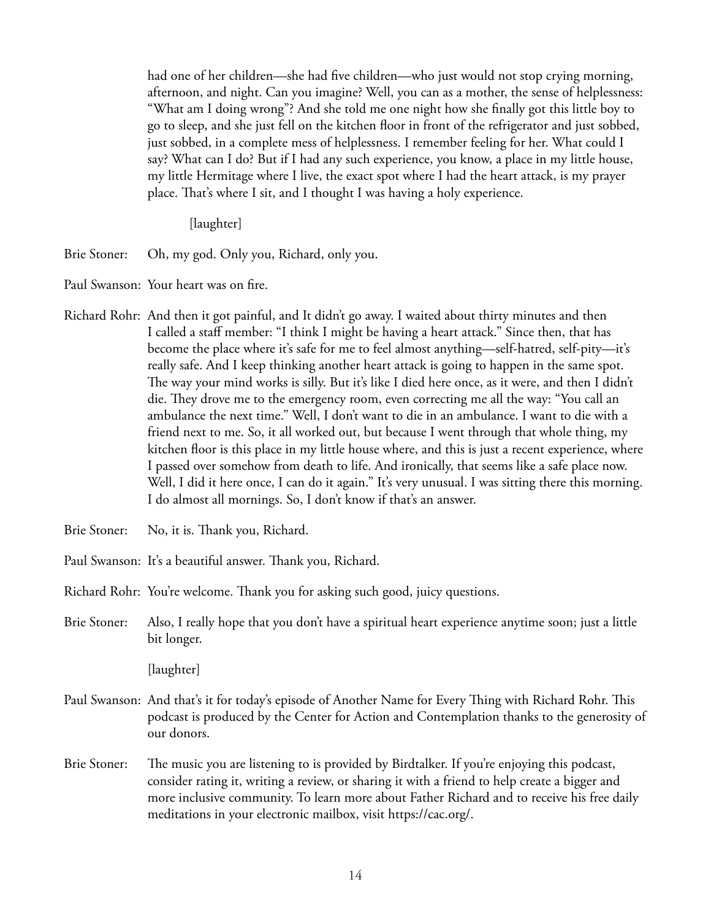had one of her children—she had five children—who just would not stop crying morning, afternoon, and night. Can you imagine? Well, you can as a mother, the sense of helplessness: "What am I doing wrong"? And she told me one night how she finally got this little boy to go to sleep, and she just fell on the kitchen floor in front of the refrigerator and just sobbed, just sobbed, in a complete mess of helplessness. I remember feeling for her. What could I say? What can I do? But if I had any such experience, you know, a place in my little house, my little Hermitage where I live, the exact spot where I had the heart attack, is my prayer place. That's where I sit, and I thought I was having a holy experience.

[laughter]

Brie Stoner: Oh, my god. Only you, Richard, only you.

Paul Swanson: Your heart was on fire.

Richard Rohr: And then it got painful, and It didn't go away. I waited about thirty minutes and then I called a staff member: "I think I might be having a heart attack." Since then, that has become the place where it's safe for me to feel almost anything—self-hatred, self-pity—it's really safe. And I keep thinking another heart attack is going to happen in the same spot. The way your mind works is silly. But it's like I died here once, as it were, and then I didn't die. They drove me to the emergency room, even correcting me all the way: "You call an ambulance the next time." Well, I don't want to die in an ambulance. I want to die with a friend next to me. So, it all worked out, but because I went through that whole thing, my kitchen floor is this place in my little house where, and this is just a recent experience, where I passed over somehow from death to life. And ironically, that seems like a safe place now. Well, I did it here once, I can do it again." It's very unusual. I was sitting there this morning. I do almost all mornings. So, I don't know if that's an answer.

Brie Stoner: No, it is. Thank you, Richard.

Paul Swanson: It's a beautiful answer. Thank you, Richard.

Richard Rohr: You're welcome. Thank you for asking such good, juicy questions.

Brie Stoner: Also, I really hope that you don't have a spiritual heart experience anytime soon; just a little bit longer.

[laughter]

Paul Swanson: And that's it for today's episode of Another Name for Every Thing with Richard Rohr. This podcast is produced by the Center for Action and Contemplation thanks to the generosity of our donors.

Brie Stoner: The music you are listening to is provided by Birdtalker. If you're enjoying this podcast, consider rating it, writing a review, or sharing it with a friend to help create a bigger and more inclusive community. To learn more about Father Richard and to receive his free daily meditations in your electronic mailbox, visit https://cac.org/.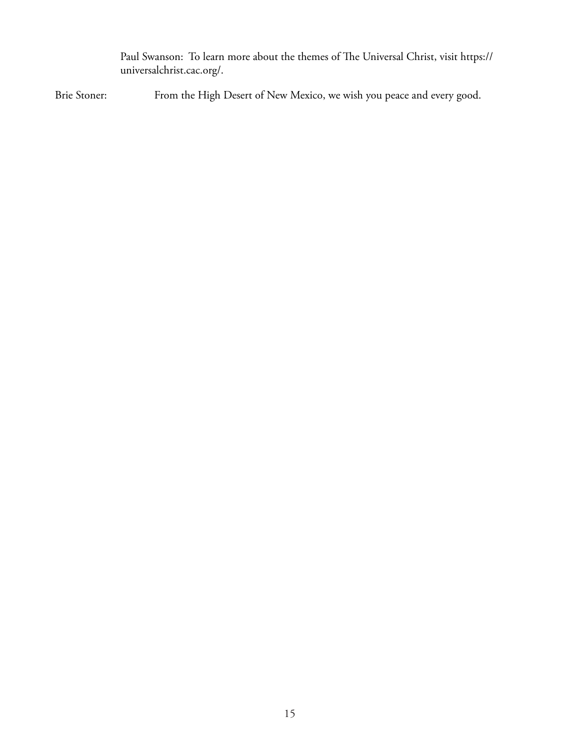Paul Swanson: To learn more about the themes of The Universal Christ, visit https://universalchrist.cac.org/.

Brie Stoner: From the High Desert of New Mexico, we wish you peace and every good.